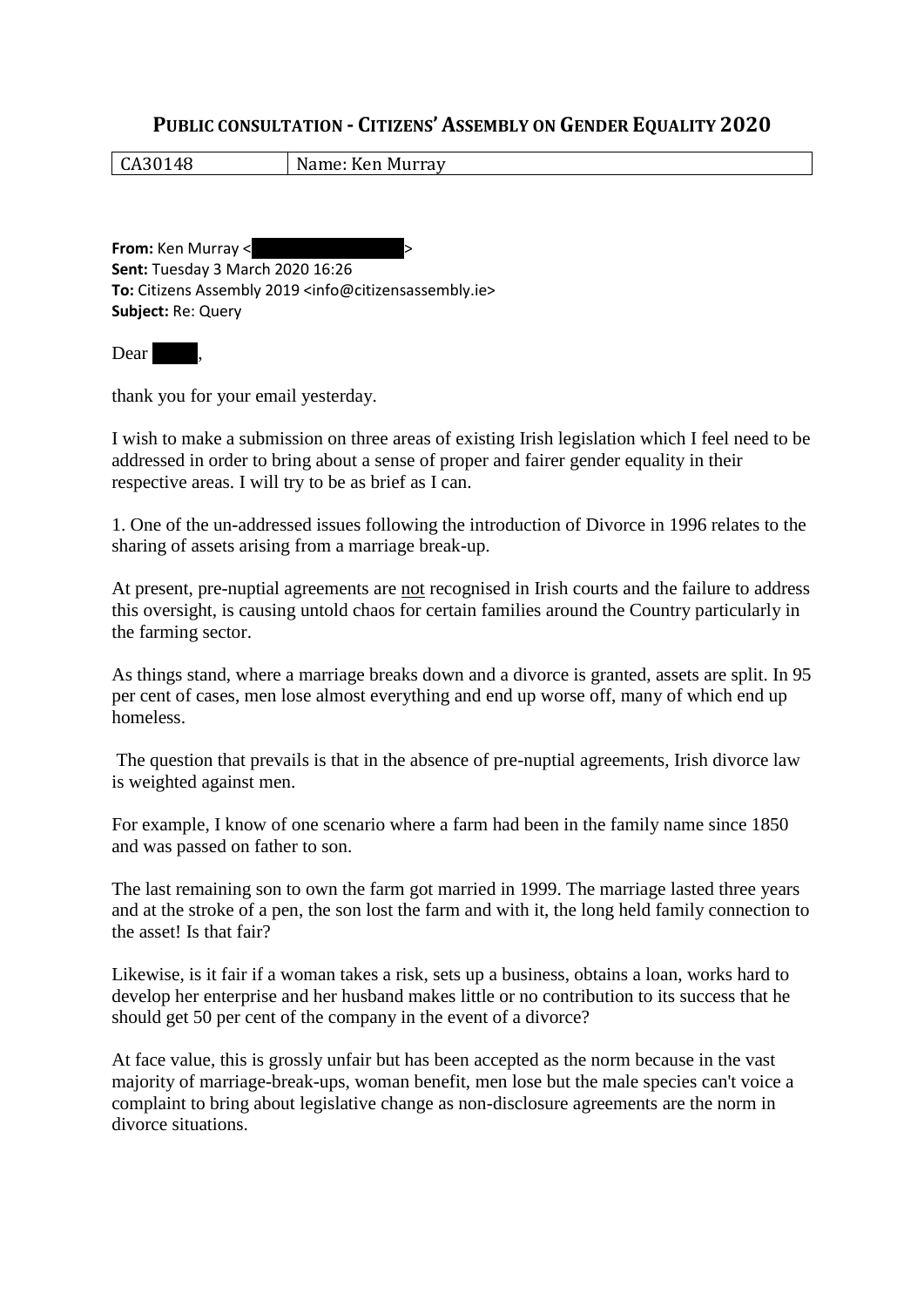# PUBLIC CONSULTATION - CITIZENS' ASSEMBLY ON GENDER EQUALITY 2020

| CA30148 | Name: Ken Murray |
| --- | --- |

**From:** Ken Murray < >
**Sent:** Tuesday 3 March 2020 16:26
**To:** Citizens Assembly 2019 <info@citizensassembly.ie>
**Subject:** Re: Query

Dear ,

thank you for your email yesterday.

I wish to make a submission on three areas of existing Irish legislation which I feel need to be addressed in order to bring about a sense of proper and fairer gender equality in their respective areas. I will try to be as brief as I can.

1. One of the un-addressed issues following the introduction of Divorce in 1996 relates to the sharing of assets arising from a marriage break-up.

At present, pre-nuptial agreements are <u>not</u> recognised in Irish courts and the failure to address this oversight, is causing untold chaos for certain families around the Country particularly in the farming sector.

As things stand, where a marriage breaks down and a divorce is granted, assets are split. In 95 per cent of cases, men lose almost everything and end up worse off, many of which end up homeless.

The question that prevails is that in the absence of pre-nuptial agreements, Irish divorce law is weighted against men.

For example, I know of one scenario where a farm had been in the family name since 1850 and was passed on father to son.

The last remaining son to own the farm got married in 1999. The marriage lasted three years and at the stroke of a pen, the son lost the farm and with it, the long held family connection to the asset! Is that fair?

Likewise, is it fair if a woman takes a risk, sets up a business, obtains a loan, works hard to develop her enterprise and her husband makes little or no contribution to its success that he should get 50 per cent of the company in the event of a divorce?

At face value, this is grossly unfair but has been accepted as the norm because in the vast majority of marriage-break-ups, woman benefit, men lose but the male species can't voice a complaint to bring about legislative change as non-disclosure agreements are the norm in divorce situations.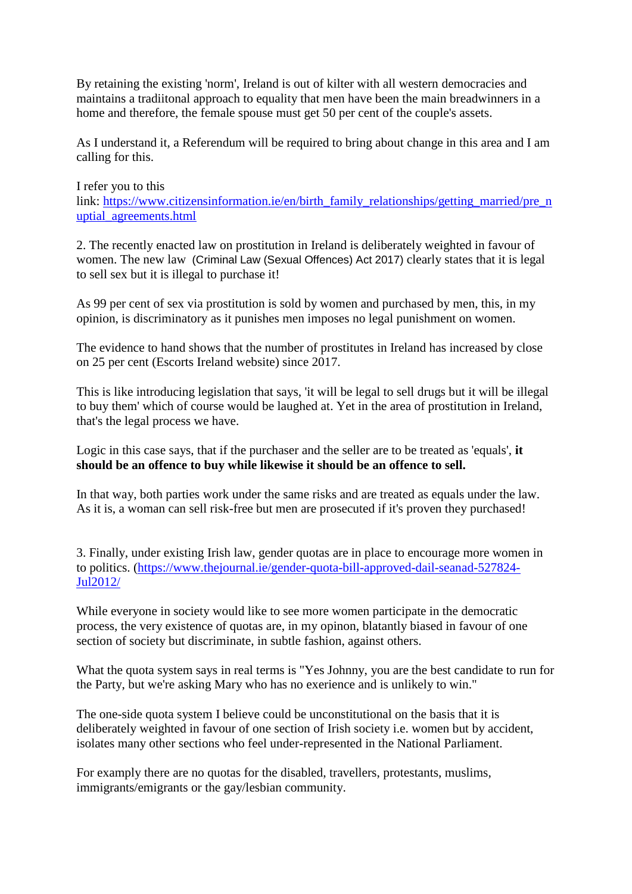By retaining the existing 'norm', Ireland is out of kilter with all western democracies and maintains a tradiitonal approach to equality that men have been the main breadwinners in a home and therefore, the female spouse must get 50 per cent of the couple's assets.

As I understand it, a Referendum will be required to bring about change in this area and I am calling for this.

I refer you to this link: [https://www.citizensinformation.ie/en/birth_family_relationships/getting_married/pre_nuptial_agreements.html](https://www.citizensinformation.ie/en/birth_family_relationships/getting_married/pre_nuptial_agreements.html)

2. The recently enacted law on prostitution in Ireland is deliberately weighted in favour of women. The new law (Criminal Law (Sexual Offences) Act 2017) clearly states that it is legal to sell sex but it is illegal to purchase it!

As 99 per cent of sex via prostitution is sold by women and purchased by men, this, in my opinion, is discriminatory as it punishes men imposes no legal punishment on women.

The evidence to hand shows that the number of prostitutes in Ireland has increased by close on 25 per cent (Escorts Ireland website) since 2017.

This is like introducing legislation that says, 'it will be legal to sell drugs but it will be illegal to buy them' which of course would be laughed at. Yet in the area of prostitution in Ireland, that's the legal process we have.

Logic in this case says, that if the purchaser and the seller are to be treated as 'equals', **it should be an offence to buy while likewise it should be an offence to sell.**

In that way, both parties work under the same risks and are treated as equals under the law. As it is, a woman can sell risk-free but men are prosecuted if it's proven they purchased!

3. Finally, under existing Irish law, gender quotas are in place to encourage more women in to politics. ([https://www.thejournal.ie/gender-quota-bill-approved-dail-seanad-527824-Jul2012/](https://www.thejournal.ie/gender-quota-bill-approved-dail-seanad-527824-Jul2012/)

While everyone in society would like to see more women participate in the democratic process, the very existence of quotas are, in my opinon, blatantly biased in favour of one section of society but discriminate, in subtle fashion, against others.

What the quota system says in real terms is "Yes Johnny, you are the best candidate to run for the Party, but we're asking Mary who has no exerience and is unlikely to win."

The one-side quota system I believe could be unconstitutional on the basis that it is deliberately weighted in favour of one section of Irish society i.e. women but by accident, isolates many other sections who feel under-represented in the National Parliament.

For examply there are no quotas for the disabled, travellers, protestants, muslims, immigrants/emigrants or the gay/lesbian community.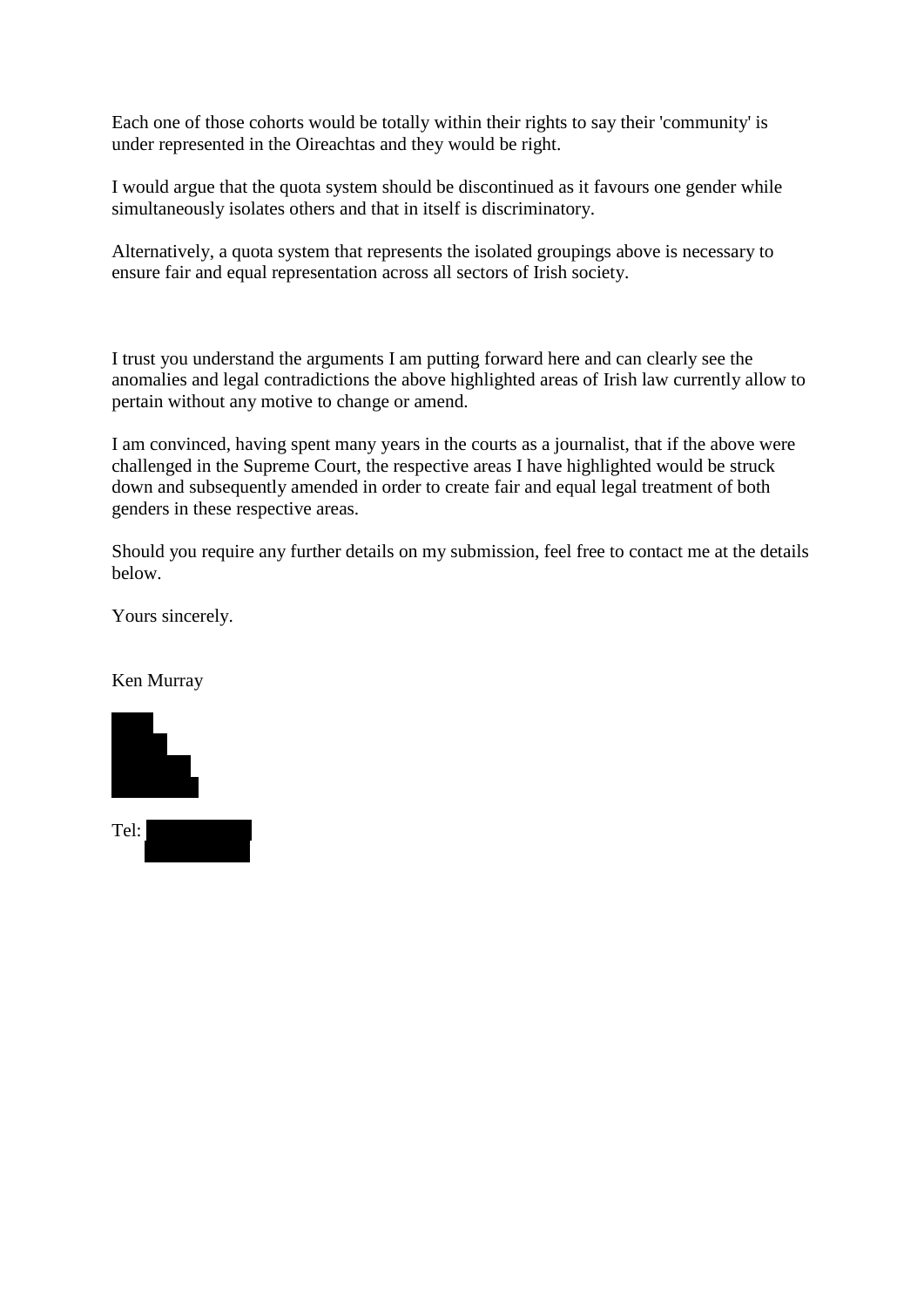Each one of those cohorts would be totally within their rights to say their 'community' is under represented in the Oireachtas and they would be right.

I would argue that the quota system should be discontinued as it favours one gender while simultaneously isolates others and that in itself is discriminatory.

Alternatively, a quota system that represents the isolated groupings above is necessary to ensure fair and equal representation across all sectors of Irish society.

I trust you understand the arguments I am putting forward here and can clearly see the anomalies and legal contradictions the above highlighted areas of Irish law currently allow to pertain without any motive to change or amend.

I am convinced, having spent many years in the courts as a journalist, that if the above were challenged in the Supreme Court, the respective areas I have highlighted would be struck down and subsequently amended in order to create fair and equal legal treatment of both genders in these respective areas.

Should you require any further details on my submission, feel free to contact me at the details below.

Yours sincerely.

Ken Murray

Tel: